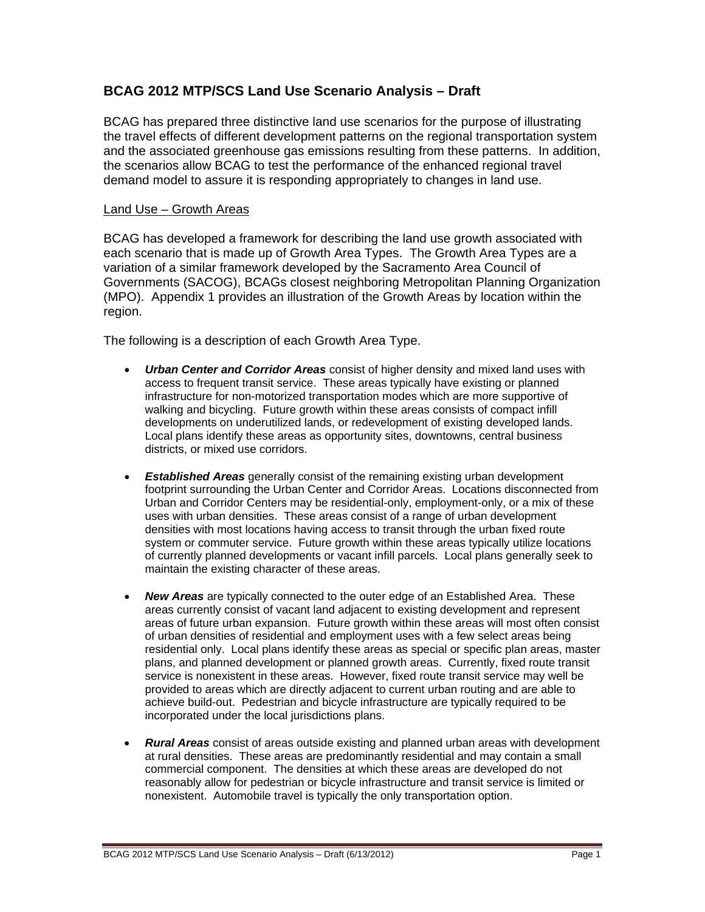## BCAG 2012 MTP/SCS Land Use Scenario Analysis – Draft

BCAG has prepared three distinctive land use scenarios for the purpose of illustrating the travel effects of different development patterns on the regional transportation system and the associated greenhouse gas emissions resulting from these patterns. In addition, the scenarios allow BCAG to test the performance of the enhanced regional travel demand model to assure it is responding appropriately to changes in land use.

Land Use – Growth Areas

BCAG has developed a framework for describing the land use growth associated with each scenario that is made up of Growth Area Types. The Growth Area Types are a variation of a similar framework developed by the Sacramento Area Council of Governments (SACOG), BCAGs closest neighboring Metropolitan Planning Organization (MPO). Appendix 1 provides an illustration of the Growth Areas by location within the region.

The following is a description of each Growth Area Type.

- ***Urban Center and Corridor Areas*** consist of higher density and mixed land uses with access to frequent transit service. These areas typically have existing or planned infrastructure for non-motorized transportation modes which are more supportive of walking and bicycling. Future growth within these areas consists of compact infill developments on underutilized lands, or redevelopment of existing developed lands. Local plans identify these areas as opportunity sites, downtowns, central business districts, or mixed use corridors.

- ***Established Areas*** generally consist of the remaining existing urban development footprint surrounding the Urban Center and Corridor Areas. Locations disconnected from Urban and Corridor Centers may be residential-only, employment-only, or a mix of these uses with urban densities. These areas consist of a range of urban development densities with most locations having access to transit through the urban fixed route system or commuter service. Future growth within these areas typically utilize locations of currently planned developments or vacant infill parcels. Local plans generally seek to maintain the existing character of these areas.

- ***New Areas*** are typically connected to the outer edge of an Established Area. These areas currently consist of vacant land adjacent to existing development and represent areas of future urban expansion. Future growth within these areas will most often consist of urban densities of residential and employment uses with a few select areas being residential only. Local plans identify these areas as special or specific plan areas, master plans, and planned development or planned growth areas. Currently, fixed route transit service is nonexistent in these areas. However, fixed route transit service may well be provided to areas which are directly adjacent to current urban routing and are able to achieve build-out. Pedestrian and bicycle infrastructure are typically required to be incorporated under the local jurisdictions plans.

- ***Rural Areas*** consist of areas outside existing and planned urban areas with development at rural densities. These areas are predominantly residential and may contain a small commercial component. The densities at which these areas are developed do not reasonably allow for pedestrian or bicycle infrastructure and transit service is limited or nonexistent. Automobile travel is typically the only transportation option.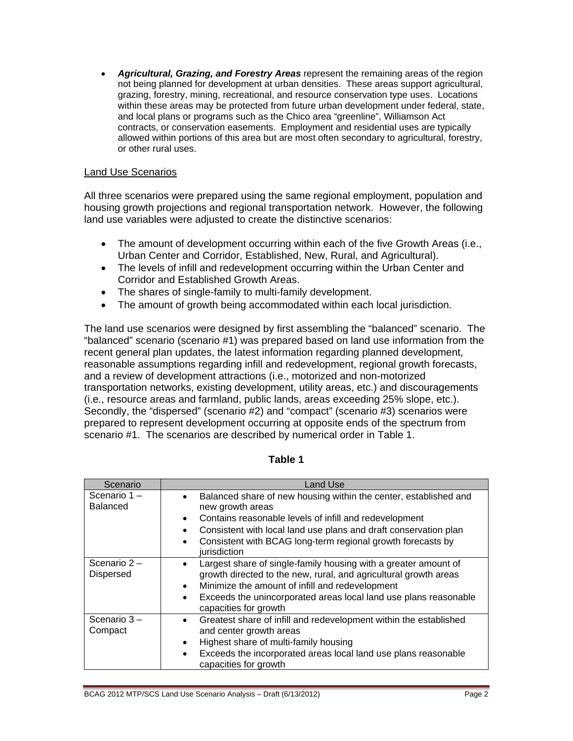- ***Agricultural, Grazing, and Forestry Areas*** represent the remaining areas of the region not being planned for development at urban densities. These areas support agricultural, grazing, forestry, mining, recreational, and resource conservation type uses. Locations within these areas may be protected from future urban development under federal, state, and local plans or programs such as the Chico area "greenline", Williamson Act contracts, or conservation easements. Employment and residential uses are typically allowed within portions of this area but are most often secondary to agricultural, forestry, or other rural uses.

## Land Use Scenarios

All three scenarios were prepared using the same regional employment, population and housing growth projections and regional transportation network. However, the following land use variables were adjusted to create the distinctive scenarios:

- The amount of development occurring within each of the five Growth Areas (i.e., Urban Center and Corridor, Established, New, Rural, and Agricultural).
- The levels of infill and redevelopment occurring within the Urban Center and Corridor and Established Growth Areas.
- The shares of single-family to multi-family development.
- The amount of growth being accommodated within each local jurisdiction.

The land use scenarios were designed by first assembling the "balanced" scenario. The "balanced" scenario (scenario #1) was prepared based on land use information from the recent general plan updates, the latest information regarding planned development, reasonable assumptions regarding infill and redevelopment, regional growth forecasts, and a review of development attractions (i.e., motorized and non-motorized transportation networks, existing development, utility areas, etc.) and discouragements (i.e., resource areas and farmland, public lands, areas exceeding 25% slope, etc.). Secondly, the "dispersed" (scenario #2) and "compact" (scenario #3) scenarios were prepared to represent development occurring at opposite ends of the spectrum from scenario #1. The scenarios are described by numerical order in Table 1.

**Table 1**

| Scenario | Land Use |
|---|---|
| Scenario 1 – Balanced | • Balanced share of new housing within the center, established and new growth areas<br>• Contains reasonable levels of infill and redevelopment<br>• Consistent with local land use plans and draft conservation plan<br>• Consistent with BCAG long-term regional growth forecasts by jurisdiction |
| Scenario 2 – Dispersed | • Largest share of single-family housing with a greater amount of growth directed to the new, rural, and agricultural growth areas<br>• Minimize the amount of infill and redevelopment<br>• Exceeds the unincorporated areas local land use plans reasonable capacities for growth |
| Scenario 3 – Compact | • Greatest share of infill and redevelopment within the established and center growth areas<br>• Highest share of multi-family housing<br>• Exceeds the incorporated areas local land use plans reasonable capacities for growth |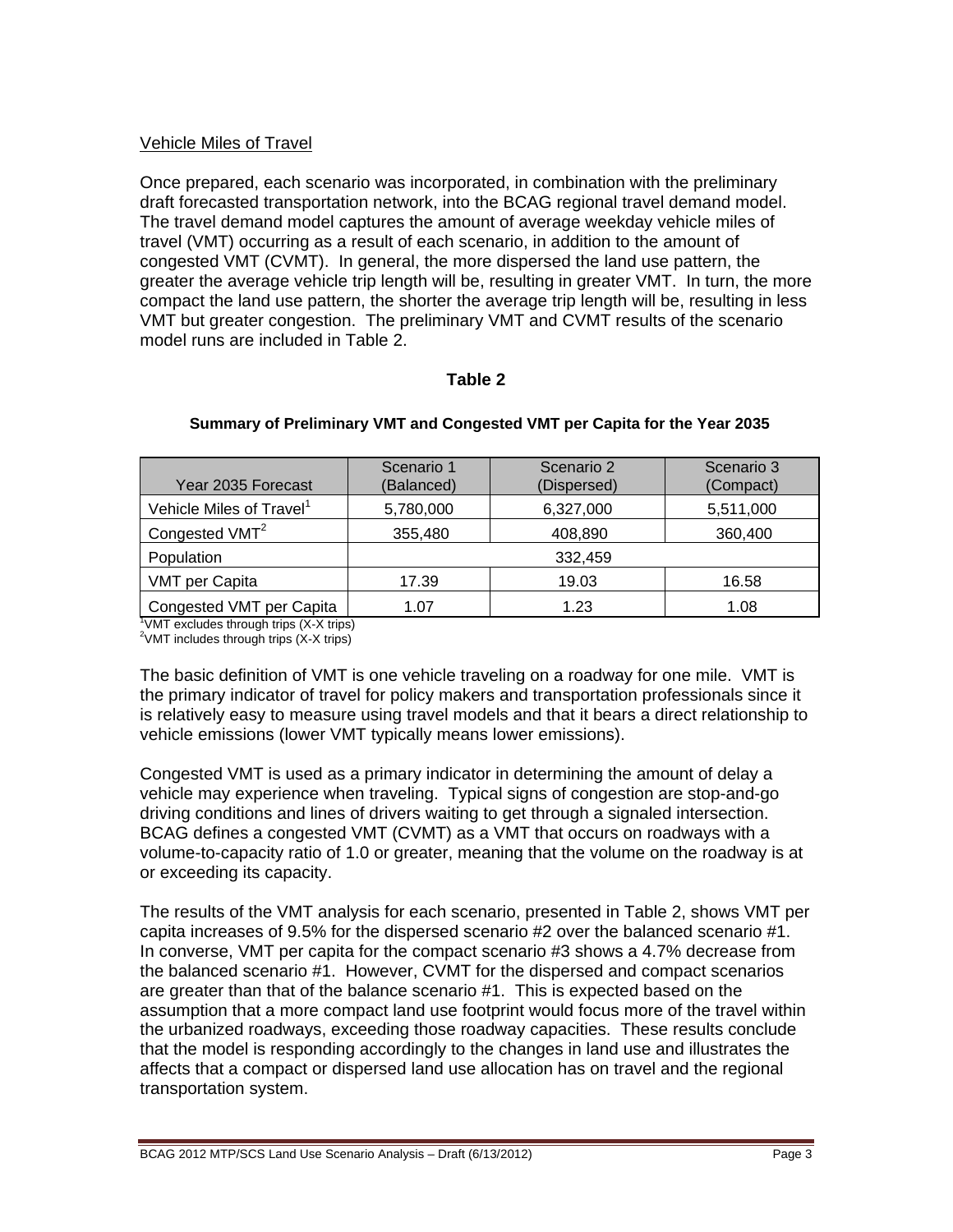## Vehicle Miles of Travel

Once prepared, each scenario was incorporated, in combination with the preliminary draft forecasted transportation network, into the BCAG regional travel demand model. The travel demand model captures the amount of average weekday vehicle miles of travel (VMT) occurring as a result of each scenario, in addition to the amount of congested VMT (CVMT). In general, the more dispersed the land use pattern, the greater the average vehicle trip length will be, resulting in greater VMT. In turn, the more compact the land use pattern, the shorter the average trip length will be, resulting in less VMT but greater congestion. The preliminary VMT and CVMT results of the scenario model runs are included in Table 2.

**Table 2**

**Summary of Preliminary VMT and Congested VMT per Capita for the Year 2035**

| Year 2035 Forecast | Scenario 1 (Balanced) | Scenario 2 (Dispersed) | Scenario 3 (Compact) |
|---|---|---|---|
| Vehicle Miles of Travel[1] | 5,780,000 | 6,327,000 | 5,511,000 |
| Congested VMT[2] | 355,480 | 408,890 | 360,400 |
| Population | 332,459 | | |
| VMT per Capita | 17.39 | 19.03 | 16.58 |
| Congested VMT per Capita | 1.07 | 1.23 | 1.08 |

[1]VMT excludes through trips (X-X trips)
[2]VMT includes through trips (X-X trips)

The basic definition of VMT is one vehicle traveling on a roadway for one mile. VMT is the primary indicator of travel for policy makers and transportation professionals since it is relatively easy to measure using travel models and that it bears a direct relationship to vehicle emissions (lower VMT typically means lower emissions).

Congested VMT is used as a primary indicator in determining the amount of delay a vehicle may experience when traveling. Typical signs of congestion are stop-and-go driving conditions and lines of drivers waiting to get through a signaled intersection. BCAG defines a congested VMT (CVMT) as a VMT that occurs on roadways with a volume-to-capacity ratio of 1.0 or greater, meaning that the volume on the roadway is at or exceeding its capacity.

The results of the VMT analysis for each scenario, presented in Table 2, shows VMT per capita increases of 9.5% for the dispersed scenario #2 over the balanced scenario #1. In converse, VMT per capita for the compact scenario #3 shows a 4.7% decrease from the balanced scenario #1. However, CVMT for the dispersed and compact scenarios are greater than that of the balance scenario #1. This is expected based on the assumption that a more compact land use footprint would focus more of the travel within the urbanized roadways, exceeding those roadway capacities. These results conclude that the model is responding accordingly to the changes in land use and illustrates the affects that a compact or dispersed land use allocation has on travel and the regional transportation system.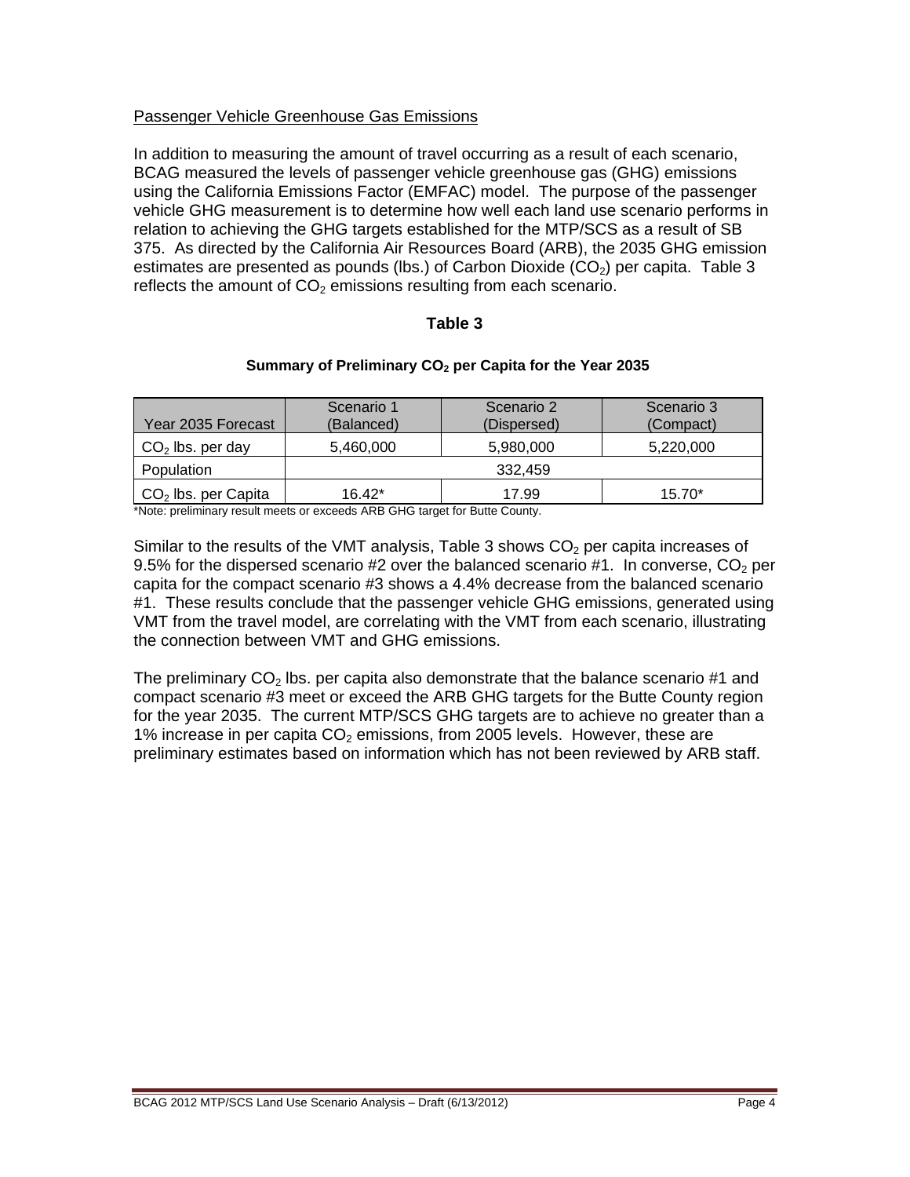Passenger Vehicle Greenhouse Gas Emissions

In addition to measuring the amount of travel occurring as a result of each scenario, BCAG measured the levels of passenger vehicle greenhouse gas (GHG) emissions using the California Emissions Factor (EMFAC) model. The purpose of the passenger vehicle GHG measurement is to determine how well each land use scenario performs in relation to achieving the GHG targets established for the MTP/SCS as a result of SB 375. As directed by the California Air Resources Board (ARB), the 2035 GHG emission estimates are presented as pounds (lbs.) of Carbon Dioxide ($CO_2$) per capita. Table 3 reflects the amount of $CO_2$ emissions resulting from each scenario.

**Table 3**

**Summary of Preliminary $CO_2$ per Capita for the Year 2035**

| Year 2035 Forecast | Scenario 1 (Balanced) | Scenario 2 (Dispersed) | Scenario 3 (Compact) |
|---|---|---|---|
| $CO_2$ lbs. per day | 5,460,000 | 5,980,000 | 5,220,000 |
| Population | 332,459 | | |
| $CO_2$ lbs. per Capita | 16.42* | 17.99 | 15.70* |

*Note: preliminary result meets or exceeds ARB GHG target for Butte County.

Similar to the results of the VMT analysis, Table 3 shows $CO_2$ per capita increases of 9.5% for the dispersed scenario #2 over the balanced scenario #1. In converse, $CO_2$ per capita for the compact scenario #3 shows a 4.4% decrease from the balanced scenario #1. These results conclude that the passenger vehicle GHG emissions, generated using VMT from the travel model, are correlating with the VMT from each scenario, illustrating the connection between VMT and GHG emissions.

The preliminary $CO_2$ lbs. per capita also demonstrate that the balance scenario #1 and compact scenario #3 meet or exceed the ARB GHG targets for the Butte County region for the year 2035. The current MTP/SCS GHG targets are to achieve no greater than a 1% increase in per capita $CO_2$ emissions, from 2005 levels. However, these are preliminary estimates based on information which has not been reviewed by ARB staff.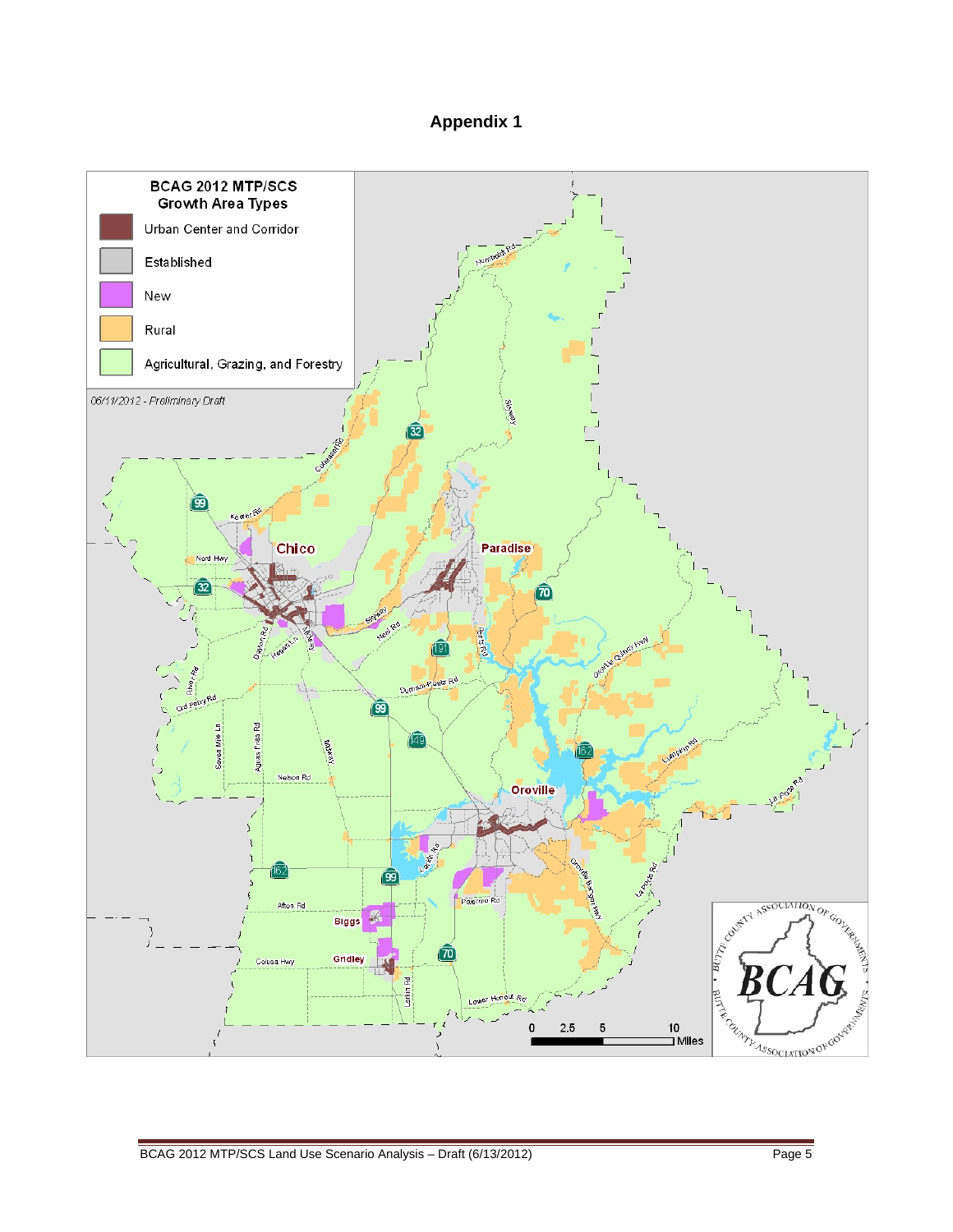# Appendix 1

BCAG 2012 MTP/SCS
Growth Area Types

Urban Center and Corridor

Established

New

Rural

Agricultural, Grazing, and Forestry

*06/11/2012 - Preliminary Draft*

Chico

Paradise

Oroville

Biggs

Gridley

0 2.5 5 10
Miles